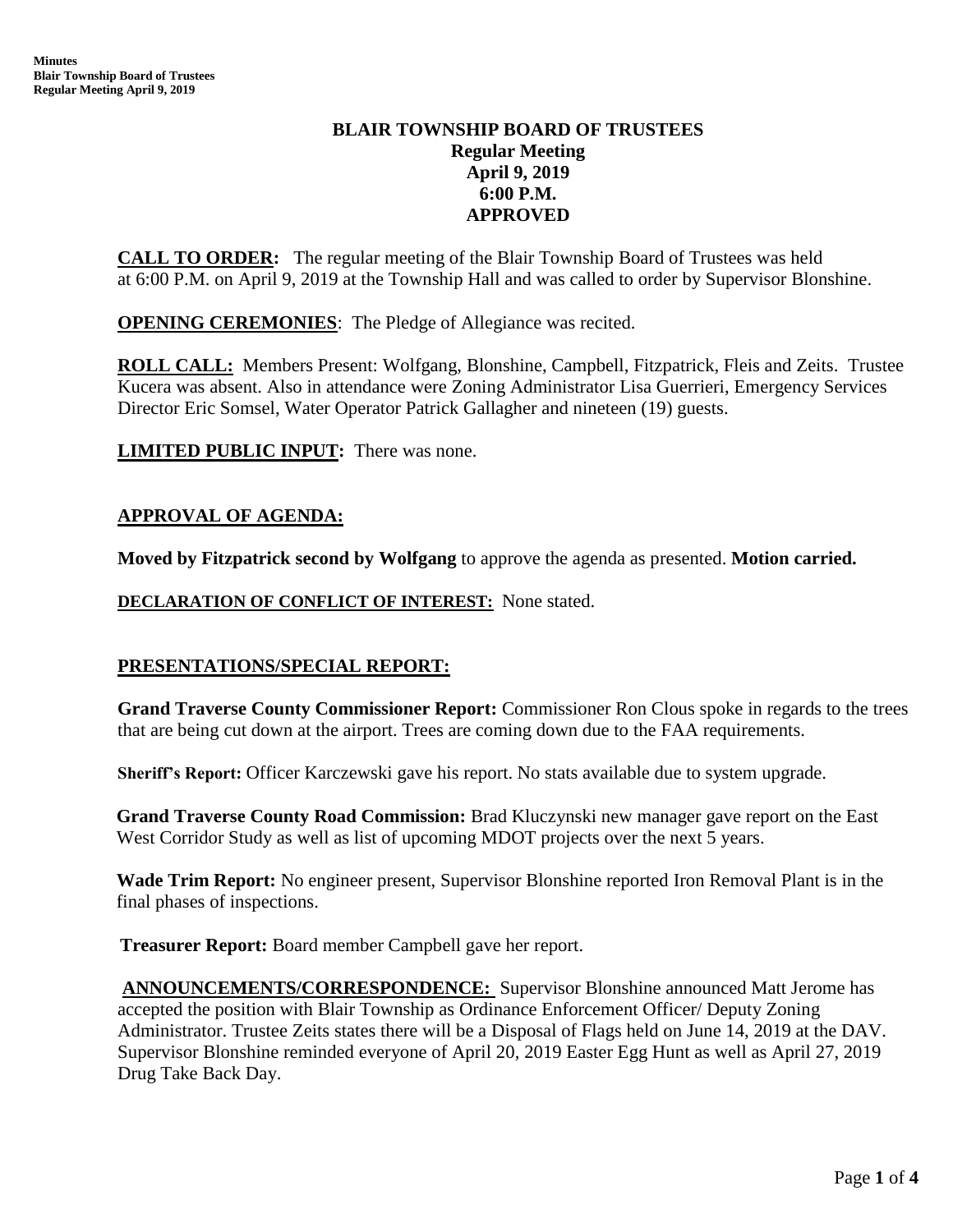# BLAIR TOWNSHIP BOARD OF TRUSTEES
## Regular Meeting
## April 9, 2019
## 6:00 P.M.
## APPROVED

**CALL TO ORDER:** The regular meeting of the Blair Township Board of Trustees was held at 6:00 P.M. on April 9, 2019 at the Township Hall and was called to order by Supervisor Blonshine.

**OPENING CEREMONIES**: The Pledge of Allegiance was recited.

**ROLL CALL:** Members Present: Wolfgang, Blonshine, Campbell, Fitzpatrick, Fleis and Zeits. Trustee Kucera was absent. Also in attendance were Zoning Administrator Lisa Guerrieri, Emergency Services Director Eric Somsel, Water Operator Patrick Gallagher and nineteen (19) guests.

**LIMITED PUBLIC INPUT:** There was none.

**APPROVAL OF AGENDA:**

**Moved by Fitzpatrick second by Wolfgang** to approve the agenda as presented. **Motion carried.**

**DECLARATION OF CONFLICT OF INTEREST:** None stated.

**PRESENTATIONS/SPECIAL REPORT:**

**Grand Traverse County Commissioner Report:** Commissioner Ron Clous spoke in regards to the trees that are being cut down at the airport. Trees are coming down due to the FAA requirements.

**Sheriff's Report:** Officer Karczewski gave his report. No stats available due to system upgrade.

**Grand Traverse County Road Commission:** Brad Kluczynski new manager gave report on the East West Corridor Study as well as list of upcoming MDOT projects over the next 5 years.

**Wade Trim Report:** No engineer present, Supervisor Blonshine reported Iron Removal Plant is in the final phases of inspections.

**Treasurer Report:** Board member Campbell gave her report.

**ANNOUNCEMENTS/CORRESPONDENCE:** Supervisor Blonshine announced Matt Jerome has accepted the position with Blair Township as Ordinance Enforcement Officer/ Deputy Zoning Administrator. Trustee Zeits states there will be a Disposal of Flags held on June 14, 2019 at the DAV. Supervisor Blonshine reminded everyone of April 20, 2019 Easter Egg Hunt as well as April 27, 2019 Drug Take Back Day.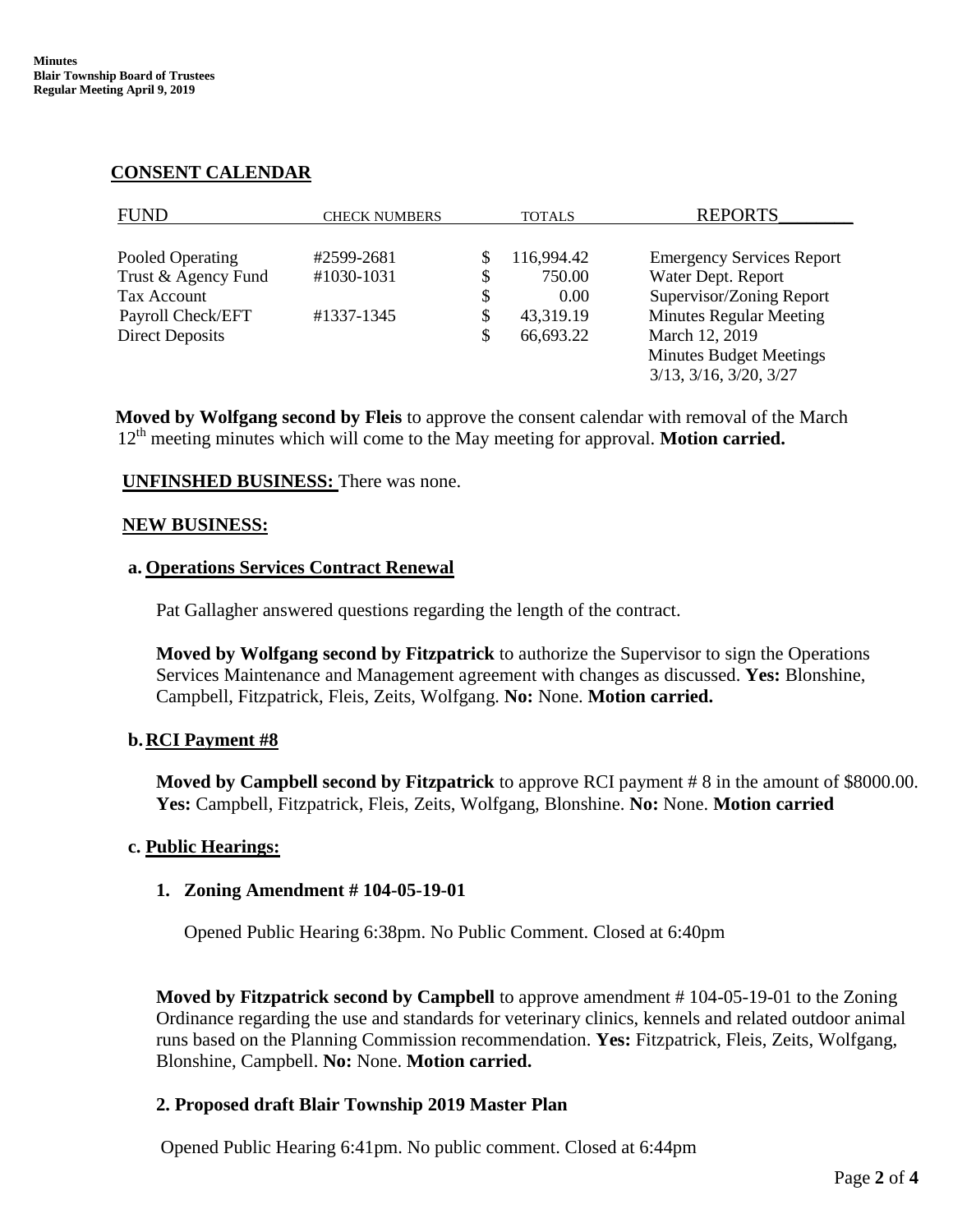## CONSENT CALENDAR

| FUND | CHECK NUMBERS | TOTALS | REPORTS |
|---|---|---|---|
| Pooled Operating | #2599-2681 | $ 116,994.42 | Emergency Services Report |
| Trust & Agency Fund | #1030-1031 | $ 750.00 | Water Dept. Report |
| Tax Account | | $ 0.00 | Supervisor/Zoning Report |
| Payroll Check/EFT | #1337-1345 | $ 43,319.19 | Minutes Regular Meeting |
| Direct Deposits | | $ 66,693.22 | March 12, 2019 |
| | | | Minutes Budget Meetings 3/13, 3/16, 3/20, 3/27 |

**Moved by Wolfgang second by Fleis** to approve the consent calendar with removal of the March 12th meeting minutes which will come to the May meeting for approval. **Motion carried.**

**UNFINSHED BUSINESS:** There was none.

**NEW BUSINESS:**

**a. Operations Services Contract Renewal**

Pat Gallagher answered questions regarding the length of the contract.

**Moved by Wolfgang second by Fitzpatrick** to authorize the Supervisor to sign the Operations Services Maintenance and Management agreement with changes as discussed. **Yes:** Blonshine, Campbell, Fitzpatrick, Fleis, Zeits, Wolfgang. **No:** None. **Motion carried.**

**b. RCI Payment #8**

**Moved by Campbell second by Fitzpatrick** to approve RCI payment # 8 in the amount of $8000.00. **Yes:** Campbell, Fitzpatrick, Fleis, Zeits, Wolfgang, Blonshine. **No:** None. **Motion carried**

**c. Public Hearings:**

**1. Zoning Amendment # 104-05-19-01**

Opened Public Hearing 6:38pm. No Public Comment. Closed at 6:40pm

**Moved by Fitzpatrick second by Campbell** to approve amendment # 104-05-19-01 to the Zoning Ordinance regarding the use and standards for veterinary clinics, kennels and related outdoor animal runs based on the Planning Commission recommendation. **Yes:** Fitzpatrick, Fleis, Zeits, Wolfgang, Blonshine, Campbell. **No:** None. **Motion carried.**

**2. Proposed draft Blair Township 2019 Master Plan**

Opened Public Hearing 6:41pm. No public comment. Closed at 6:44pm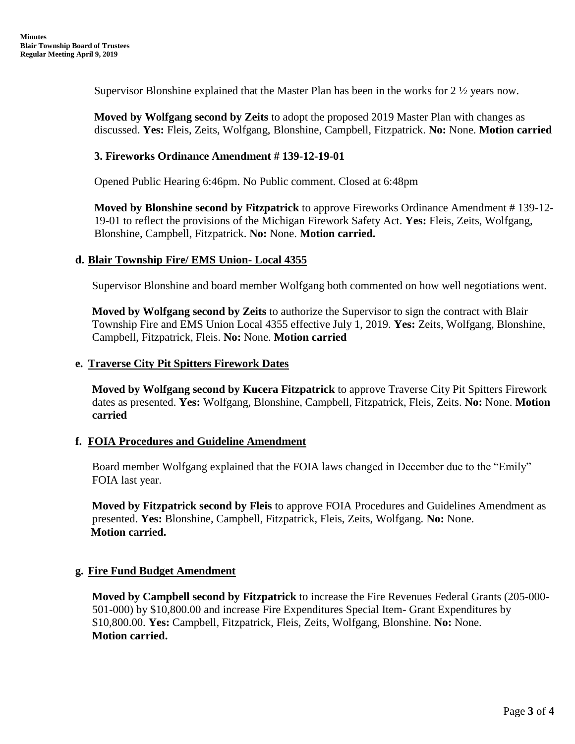Supervisor Blonshine explained that the Master Plan has been in the works for 2 ½ years now.

**Moved by Wolfgang second by Zeits** to adopt the proposed 2019 Master Plan with changes as discussed. **Yes:** Fleis, Zeits, Wolfgang, Blonshine, Campbell, Fitzpatrick. **No:** None. **Motion carried**

**3. Fireworks Ordinance Amendment # 139-12-19-01**

Opened Public Hearing 6:46pm. No Public comment. Closed at 6:48pm

**Moved by Blonshine second by Fitzpatrick** to approve Fireworks Ordinance Amendment # 139-12-19-01 to reflect the provisions of the Michigan Firework Safety Act. **Yes:** Fleis, Zeits, Wolfgang, Blonshine, Campbell, Fitzpatrick. **No:** None. **Motion carried.**

**d. Blair Township Fire/ EMS Union- Local 4355**

Supervisor Blonshine and board member Wolfgang both commented on how well negotiations went.

**Moved by Wolfgang second by Zeits** to authorize the Supervisor to sign the contract with Blair Township Fire and EMS Union Local 4355 effective July 1, 2019. **Yes:** Zeits, Wolfgang, Blonshine, Campbell, Fitzpatrick, Fleis. **No:** None. **Motion carried**

**e. Traverse City Pit Spitters Firework Dates**

**Moved by Wolfgang second by ~~Kucera~~ Fitzpatrick** to approve Traverse City Pit Spitters Firework dates as presented. **Yes:** Wolfgang, Blonshine, Campbell, Fitzpatrick, Fleis, Zeits. **No:** None. **Motion carried**

**f. FOIA Procedures and Guideline Amendment**

Board member Wolfgang explained that the FOIA laws changed in December due to the "Emily" FOIA last year.

**Moved by Fitzpatrick second by Fleis** to approve FOIA Procedures and Guidelines Amendment as presented. **Yes:** Blonshine, Campbell, Fitzpatrick, Fleis, Zeits, Wolfgang. **No:** None. **Motion carried.**

**g. Fire Fund Budget Amendment**

**Moved by Campbell second by Fitzpatrick** to increase the Fire Revenues Federal Grants (205-000-501-000) by $10,800.00 and increase Fire Expenditures Special Item- Grant Expenditures by $10,800.00. **Yes:** Campbell, Fitzpatrick, Fleis, Zeits, Wolfgang, Blonshine. **No:** None. **Motion carried.**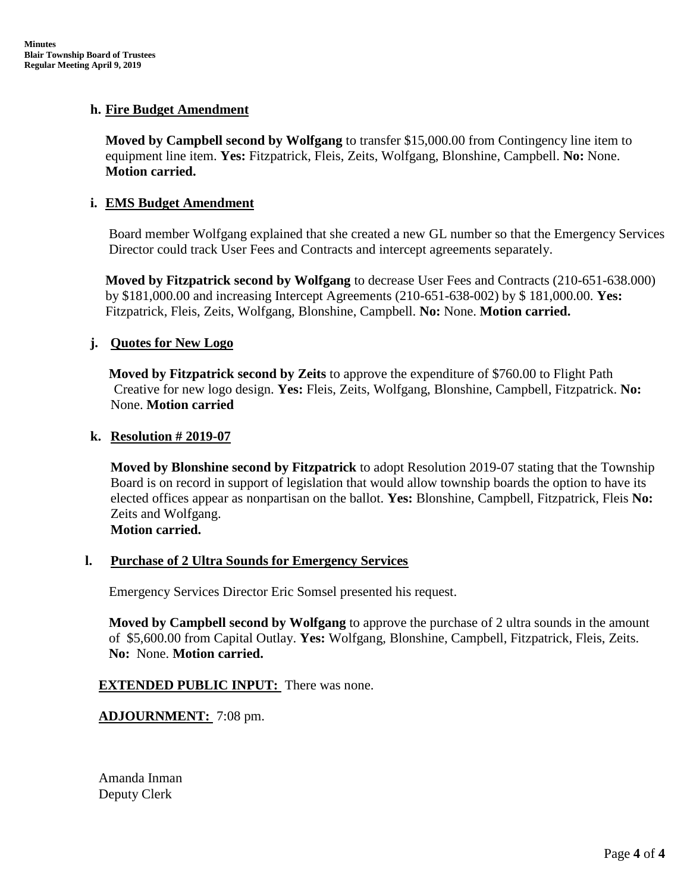**h. Fire Budget Amendment**

**Moved by Campbell second by Wolfgang** to transfer $15,000.00 from Contingency line item to equipment line item. **Yes:** Fitzpatrick, Fleis, Zeits, Wolfgang, Blonshine, Campbell. **No:** None. **Motion carried.**

**i. EMS Budget Amendment**

Board member Wolfgang explained that she created a new GL number so that the Emergency Services Director could track User Fees and Contracts and intercept agreements separately.

**Moved by Fitzpatrick second by Wolfgang** to decrease User Fees and Contracts (210-651-638.000) by $181,000.00 and increasing Intercept Agreements (210-651-638-002) by $ 181,000.00. **Yes:** Fitzpatrick, Fleis, Zeits, Wolfgang, Blonshine, Campbell. **No:** None. **Motion carried.**

**j. Quotes for New Logo**

**Moved by Fitzpatrick second by Zeits** to approve the expenditure of $760.00 to Flight Path Creative for new logo design. **Yes:** Fleis, Zeits, Wolfgang, Blonshine, Campbell, Fitzpatrick. **No:** None. **Motion carried**

**k. Resolution # 2019-07**

**Moved by Blonshine second by Fitzpatrick** to adopt Resolution 2019-07 stating that the Township Board is on record in support of legislation that would allow township boards the option to have its elected offices appear as nonpartisan on the ballot. **Yes:** Blonshine, Campbell, Fitzpatrick, Fleis **No:** Zeits and Wolfgang.
**Motion carried.**

**l. Purchase of 2 Ultra Sounds for Emergency Services**

Emergency Services Director Eric Somsel presented his request.

**Moved by Campbell second by Wolfgang** to approve the purchase of 2 ultra sounds in the amount of $5,600.00 from Capital Outlay. **Yes:** Wolfgang, Blonshine, Campbell, Fitzpatrick, Fleis, Zeits. **No:** None. **Motion carried.**

**EXTENDED PUBLIC INPUT:** There was none.

**ADJOURNMENT:** 7:08 pm.

Amanda Inman
Deputy Clerk